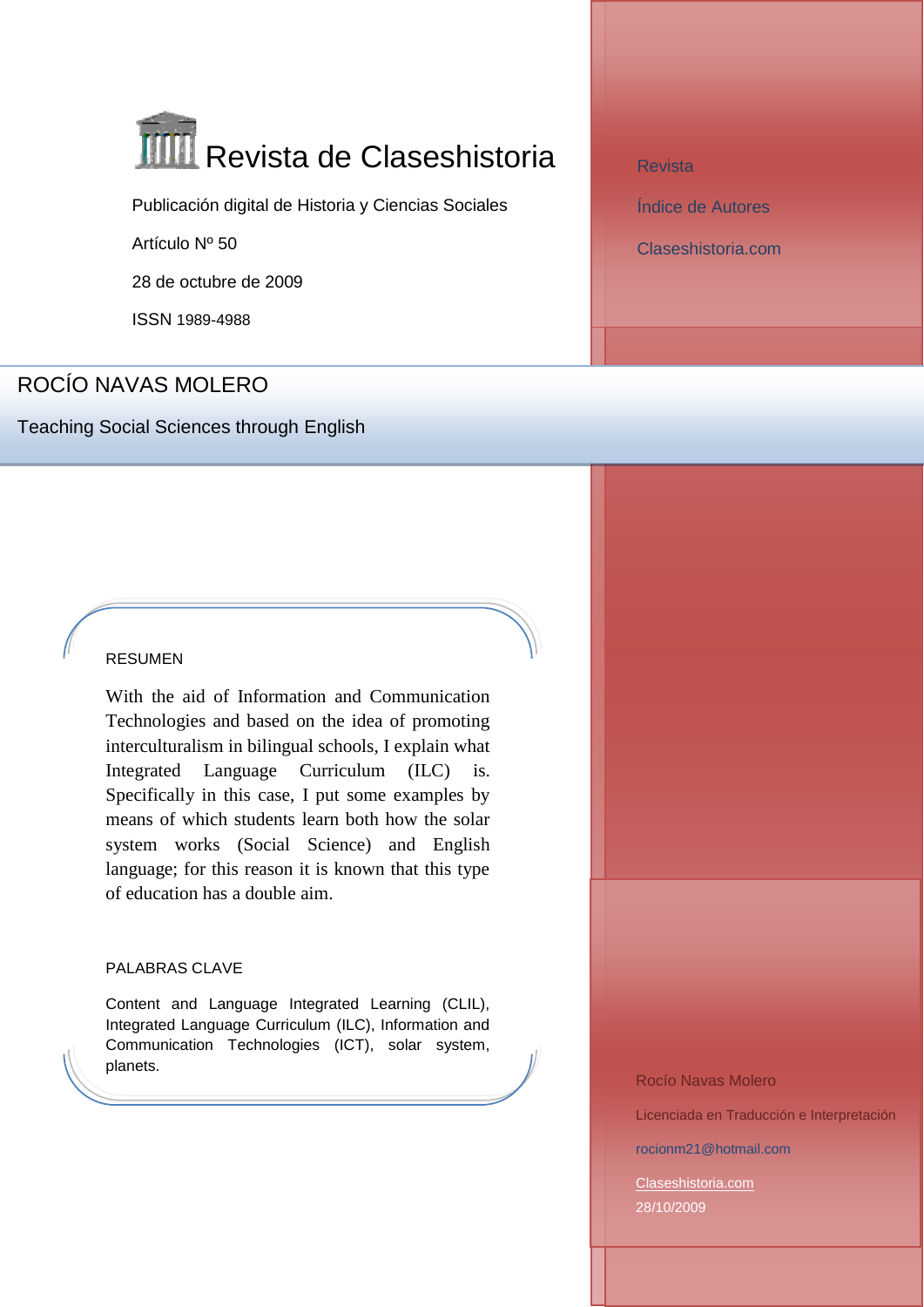# Revista de Claseshistoria

Publicación digital de Historia y Ciencias Sociales

Artículo Nº 50

28 de octubre de 2009

ISSN 1989-4988

Revista

Índice de Autores

Claseshistoria.com

## ROCÍO NAVAS MOLERO

### Teaching Social Sciences through English

RESUMEN

With the aid of Information and Communication Technologies and based on the idea of promoting interculturalism in bilingual schools, I explain what Integrated Language Curriculum (ILC) is. Specifically in this case, I put some examples by means of which students learn both how the solar system works (Social Science) and English language; for this reason it is known that this type of education has a double aim.

PALABRAS CLAVE

Content and Language Integrated Learning (CLIL), Integrated Language Curriculum (ILC), Information and Communication Technologies (ICT), solar system, planets.

Rocío Navas Molero

Licenciada en Traducción e Interpretación

rocionm21@hotmail.com

Claseshistoria.com

28/10/2009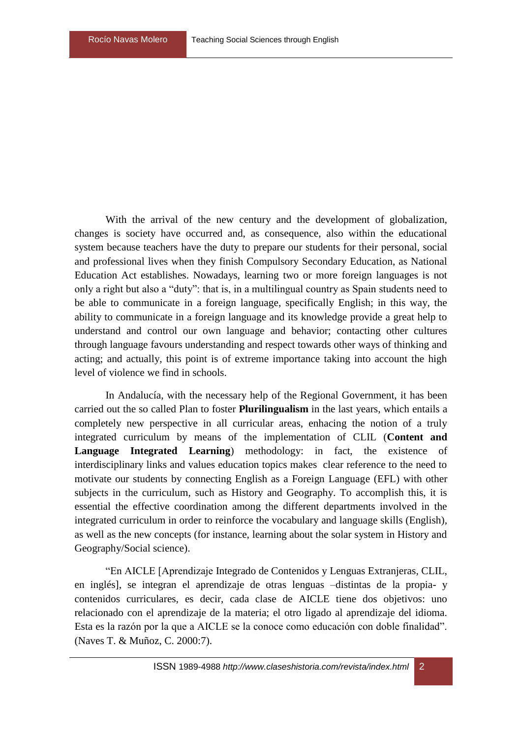With the arrival of the new century and the development of globalization, changes is society have occurred and, as consequence, also within the educational system because teachers have the duty to prepare our students for their personal, social and professional lives when they finish Compulsory Secondary Education, as National Education Act establishes. Nowadays, learning two or more foreign languages is not only a right but also a "duty": that is, in a multilingual country as Spain students need to be able to communicate in a foreign language, specifically English; in this way, the ability to communicate in a foreign language and its knowledge provide a great help to understand and control our own language and behavior; contacting other cultures through language favours understanding and respect towards other ways of thinking and acting; and actually, this point is of extreme importance taking into account the high level of violence we find in schools.

In Andalucía, with the necessary help of the Regional Government, it has been carried out the so called Plan to foster **Plurilingualism** in the last years, which entails a completely new perspective in all curricular areas, enhacing the notion of a truly integrated curriculum by means of the implementation of CLIL (**Content and Language Integrated Learning**) methodology: in fact, the existence of interdisciplinary links and values education topics makes clear reference to the need to motivate our students by connecting English as a Foreign Language (EFL) with other subjects in the curriculum, such as History and Geography. To accomplish this, it is essential the effective coordination among the different departments involved in the integrated curriculum in order to reinforce the vocabulary and language skills (English), as well as the new concepts (for instance, learning about the solar system in History and Geography/Social science).

"En AICLE [Aprendizaje Integrado de Contenidos y Lenguas Extranjeras, CLIL, en inglés], se integran el aprendizaje de otras lenguas –distintas de la propia- y contenidos curriculares, es decir, cada clase de AICLE tiene dos objetivos: uno relacionado con el aprendizaje de la materia; el otro ligado al aprendizaje del idioma. Esta es la razón por la que a AICLE se la conoce como educación con doble finalidad". (Naves T. & Muñoz, C. 2000:7).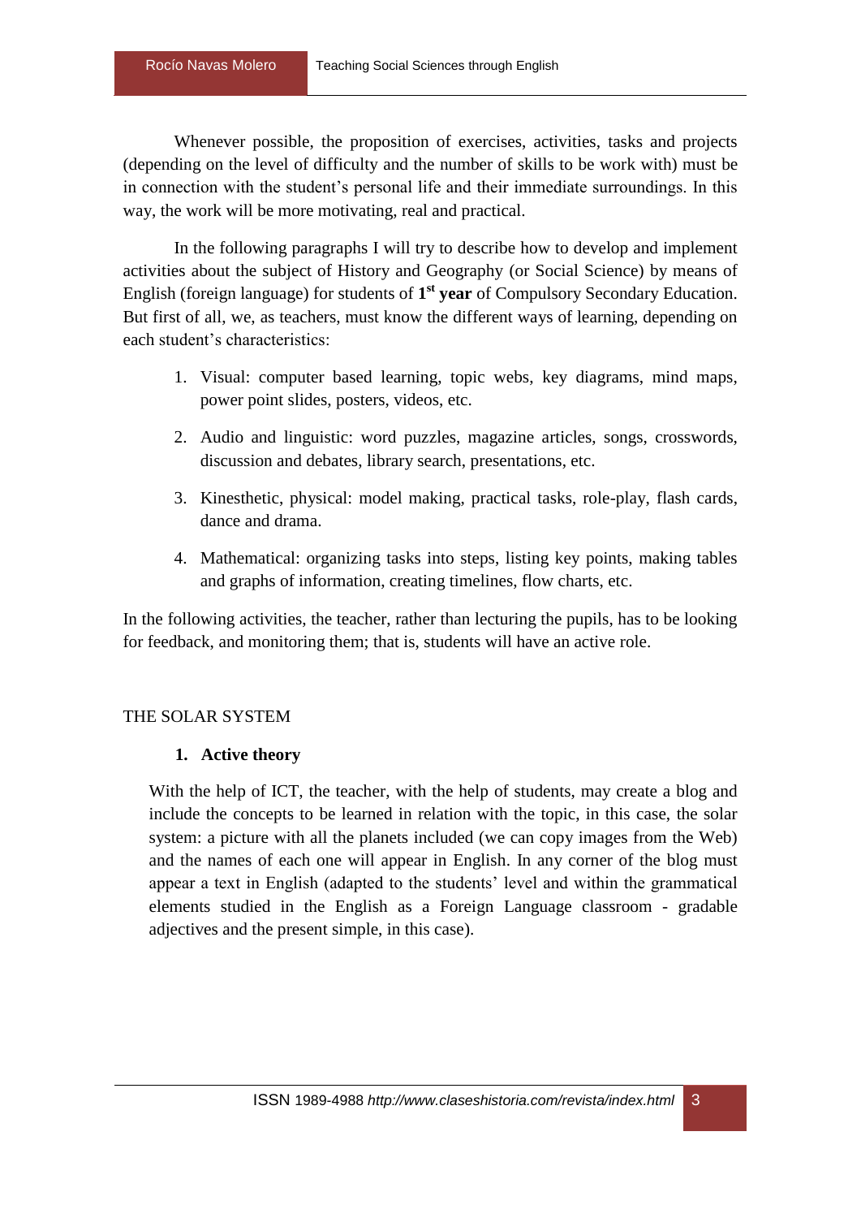Whenever possible, the proposition of exercises, activities, tasks and projects (depending on the level of difficulty and the number of skills to be work with) must be in connection with the student's personal life and their immediate surroundings. In this way, the work will be more motivating, real and practical.

In the following paragraphs I will try to describe how to develop and implement activities about the subject of History and Geography (or Social Science) by means of English (foreign language) for students of **1st year** of Compulsory Secondary Education. But first of all, we, as teachers, must know the different ways of learning, depending on each student's characteristics:

1. Visual: computer based learning, topic webs, key diagrams, mind maps, power point slides, posters, videos, etc.
2. Audio and linguistic: word puzzles, magazine articles, songs, crosswords, discussion and debates, library search, presentations, etc.
3. Kinesthetic, physical: model making, practical tasks, role-play, flash cards, dance and drama.
4. Mathematical: organizing tasks into steps, listing key points, making tables and graphs of information, creating timelines, flow charts, etc.

In the following activities, the teacher, rather than lecturing the pupils, has to be looking for feedback, and monitoring them; that is, students will have an active role.

## THE SOLAR SYSTEM

### 1. Active theory

With the help of ICT, the teacher, with the help of students, may create a blog and include the concepts to be learned in relation with the topic, in this case, the solar system: a picture with all the planets included (we can copy images from the Web) and the names of each one will appear in English. In any corner of the blog must appear a text in English (adapted to the students' level and within the grammatical elements studied in the English as a Foreign Language classroom - gradable adjectives and the present simple, in this case).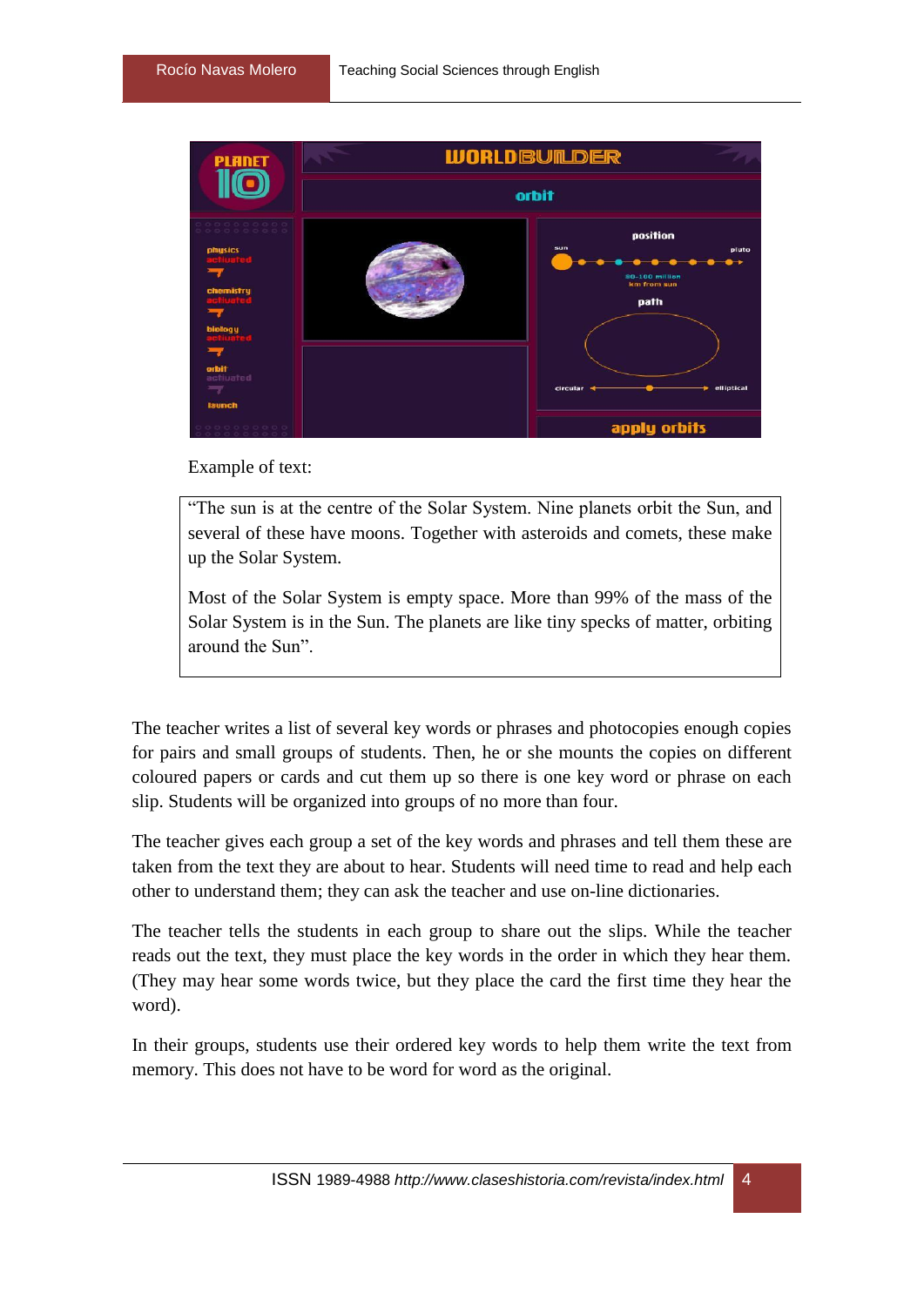Example of text:

> "The sun is at the centre of the Solar System. Nine planets orbit the Sun, and several of these have moons. Together with asteroids and comets, these make up the Solar System.
>
> Most of the Solar System is empty space. More than 99% of the mass of the Solar System is in the Sun. The planets are like tiny specks of matter, orbiting around the Sun".

The teacher writes a list of several key words or phrases and photocopies enough copies for pairs and small groups of students. Then, he or she mounts the copies on different coloured papers or cards and cut them up so there is one key word or phrase on each slip. Students will be organized into groups of no more than four.

The teacher gives each group a set of the key words and phrases and tell them these are taken from the text they are about to hear. Students will need time to read and help each other to understand them; they can ask the teacher and use on-line dictionaries.

The teacher tells the students in each group to share out the slips. While the teacher reads out the text, they must place the key words in the order in which they hear them. (They may hear some words twice, but they place the card the first time they hear the word).

In their groups, students use their ordered key words to help them write the text from memory. This does not have to be word for word as the original.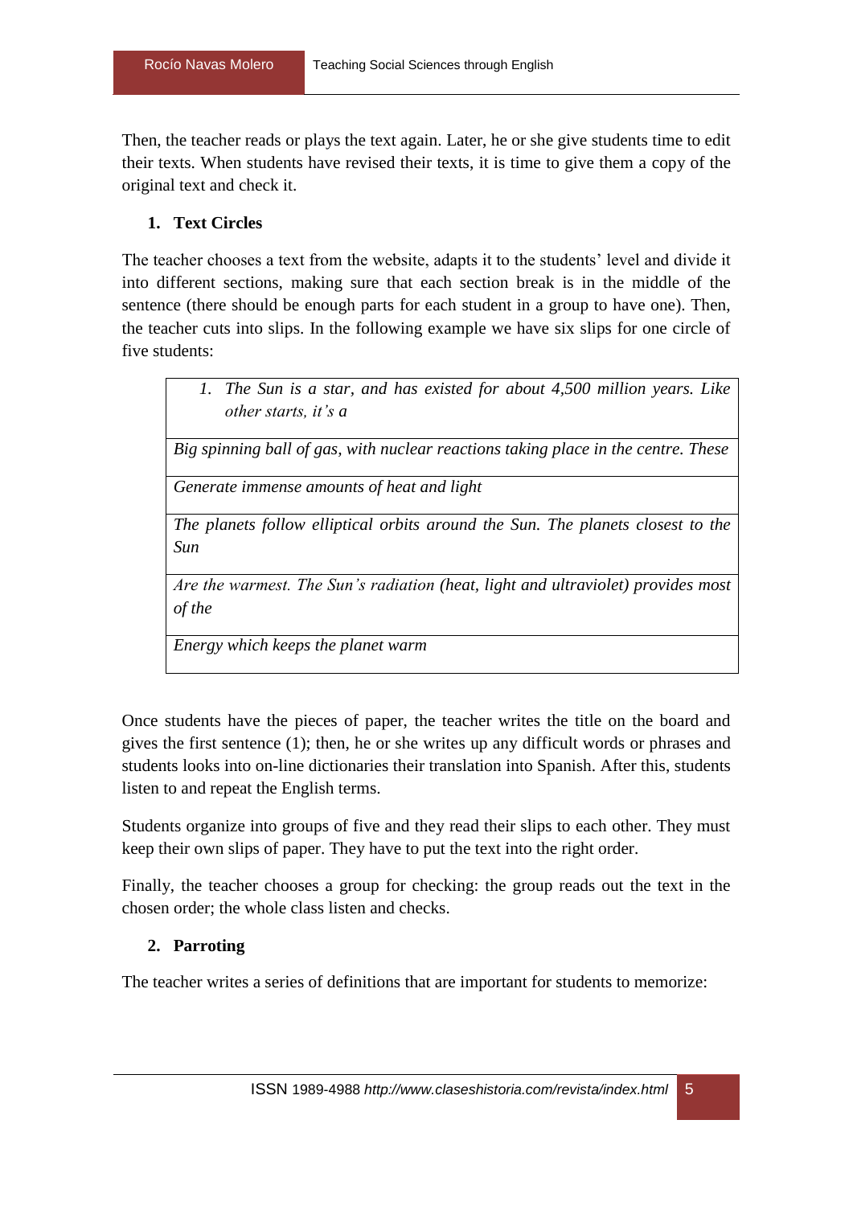Then, the teacher reads or plays the text again. Later, he or she give students time to edit their texts. When students have revised their texts, it is time to give them a copy of the original text and check it.

1. **Text Circles**

The teacher chooses a text from the website, adapts it to the students' level and divide it into different sections, making sure that each section break is in the middle of the sentence (there should be enough parts for each student in a group to have one). Then, the teacher cuts into slips. In the following example we have six slips for one circle of five students:

| |
|---|
| 1. *The Sun is a star, and has existed for about 4,500 million years. Like other starts, it's a* |
| *Big spinning ball of gas, with nuclear reactions taking place in the centre. These* |
| *Generate immense amounts of heat and light* |
| *The planets follow elliptical orbits around the Sun. The planets closest to the Sun* |
| *Are the warmest. The Sun's radiation (heat, light and ultraviolet) provides most of the* |
| *Energy which keeps the planet warm* |

Once students have the pieces of paper, the teacher writes the title on the board and gives the first sentence (1); then, he or she writes up any difficult words or phrases and students looks into on-line dictionaries their translation into Spanish. After this, students listen to and repeat the English terms.

Students organize into groups of five and they read their slips to each other. They must keep their own slips of paper. They have to put the text into the right order.

Finally, the teacher chooses a group for checking: the group reads out the text in the chosen order; the whole class listen and checks.

2. **Parroting**

The teacher writes a series of definitions that are important for students to memorize: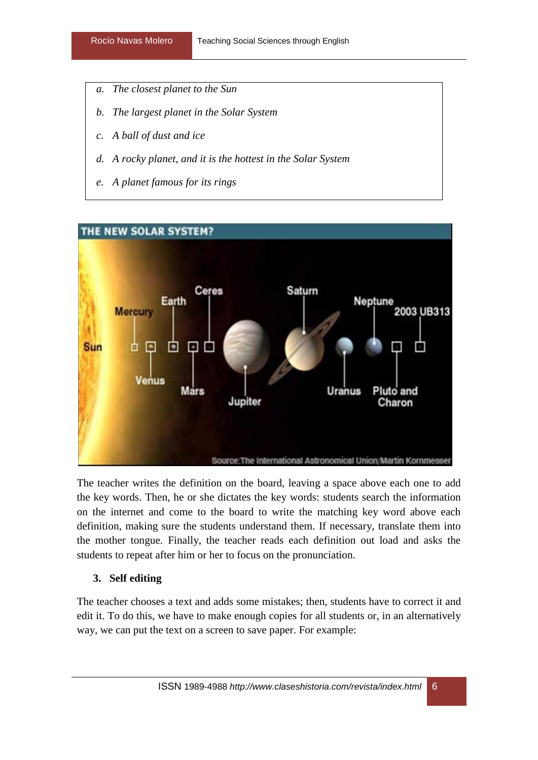- *a. The closest planet to the Sun*
- *b. The largest planet in the Solar System*
- *c. A ball of dust and ice*
- *d. A rocky planet, and it is the hottest in the Solar System*
- *e. A planet famous for its rings*

The teacher writes the definition on the board, leaving a space above each one to add the key words. Then, he or she dictates the key words: students search the information on the internet and come to the board to write the matching key word above each definition, making sure the students understand them. If necessary, translate them into the mother tongue. Finally, the teacher reads each definition out load and asks the students to repeat after him or her to focus on the pronunciation.

### 3. Self editing

The teacher chooses a text and adds some mistakes; then, students have to correct it and edit it. To do this, we have to make enough copies for all students or, in an alternatively way, we can put the text on a screen to save paper. For example: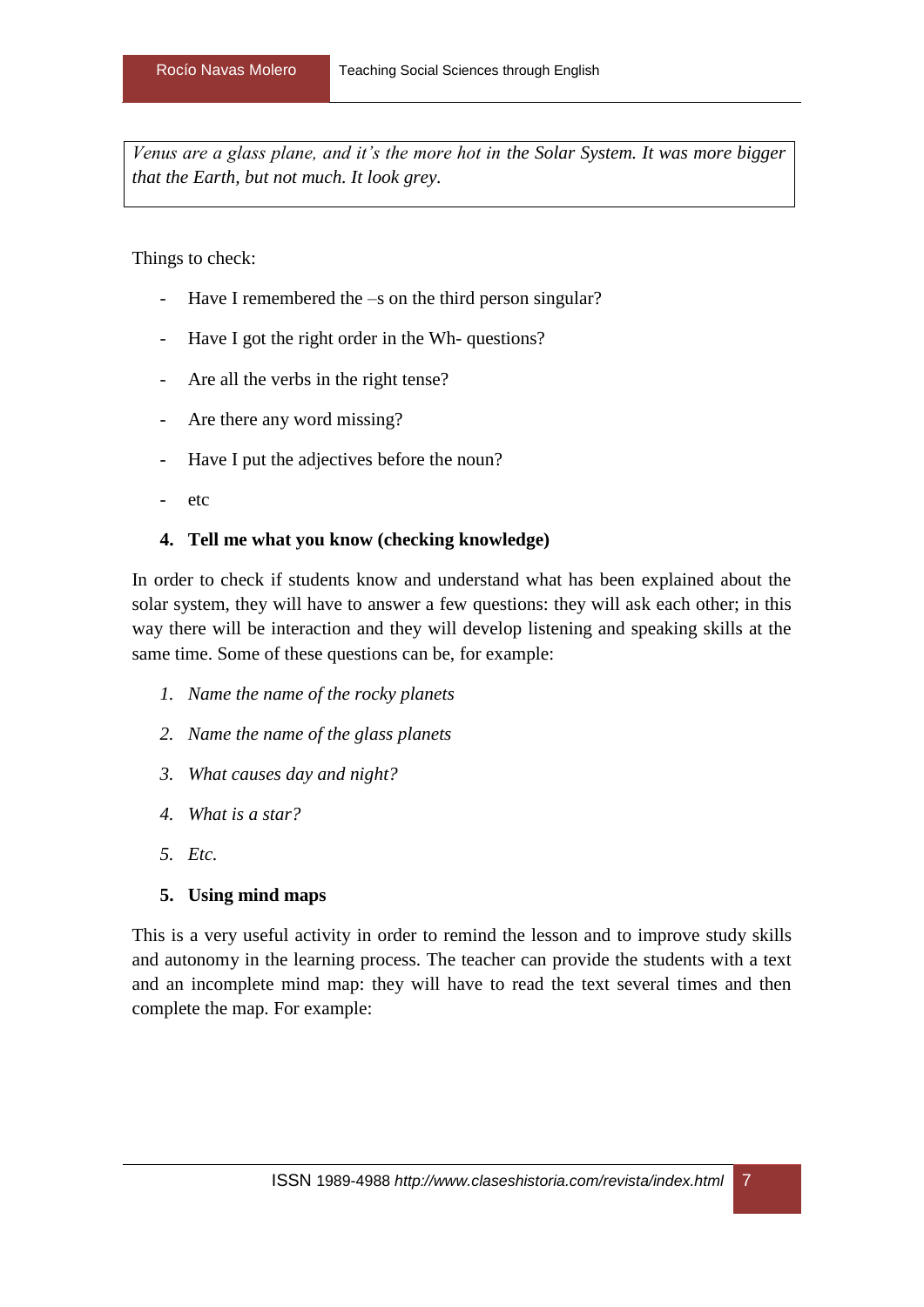> *Venus are a glass plane, and it's the more hot in the Solar System. It was more bigger that the Earth, but not much. It look grey.*

Things to check:

- Have I remembered the –s on the third person singular?
- Have I got the right order in the Wh- questions?
- Are all the verbs in the right tense?
- Are there any word missing?
- Have I put the adjectives before the noun?
- etc

**4. Tell me what you know (checking knowledge)**

In order to check if students know and understand what has been explained about the solar system, they will have to answer a few questions: they will ask each other; in this way there will be interaction and they will develop listening and speaking skills at the same time. Some of these questions can be, for example:

1. *Name the name of the rocky planets*
2. *Name the name of the glass planets*
3. *What causes day and night?*
4. *What is a star?*
5. *Etc.*

**5. Using mind maps**

This is a very useful activity in order to remind the lesson and to improve study skills and autonomy in the learning process. The teacher can provide the students with a text and an incomplete mind map: they will have to read the text several times and then complete the map. For example: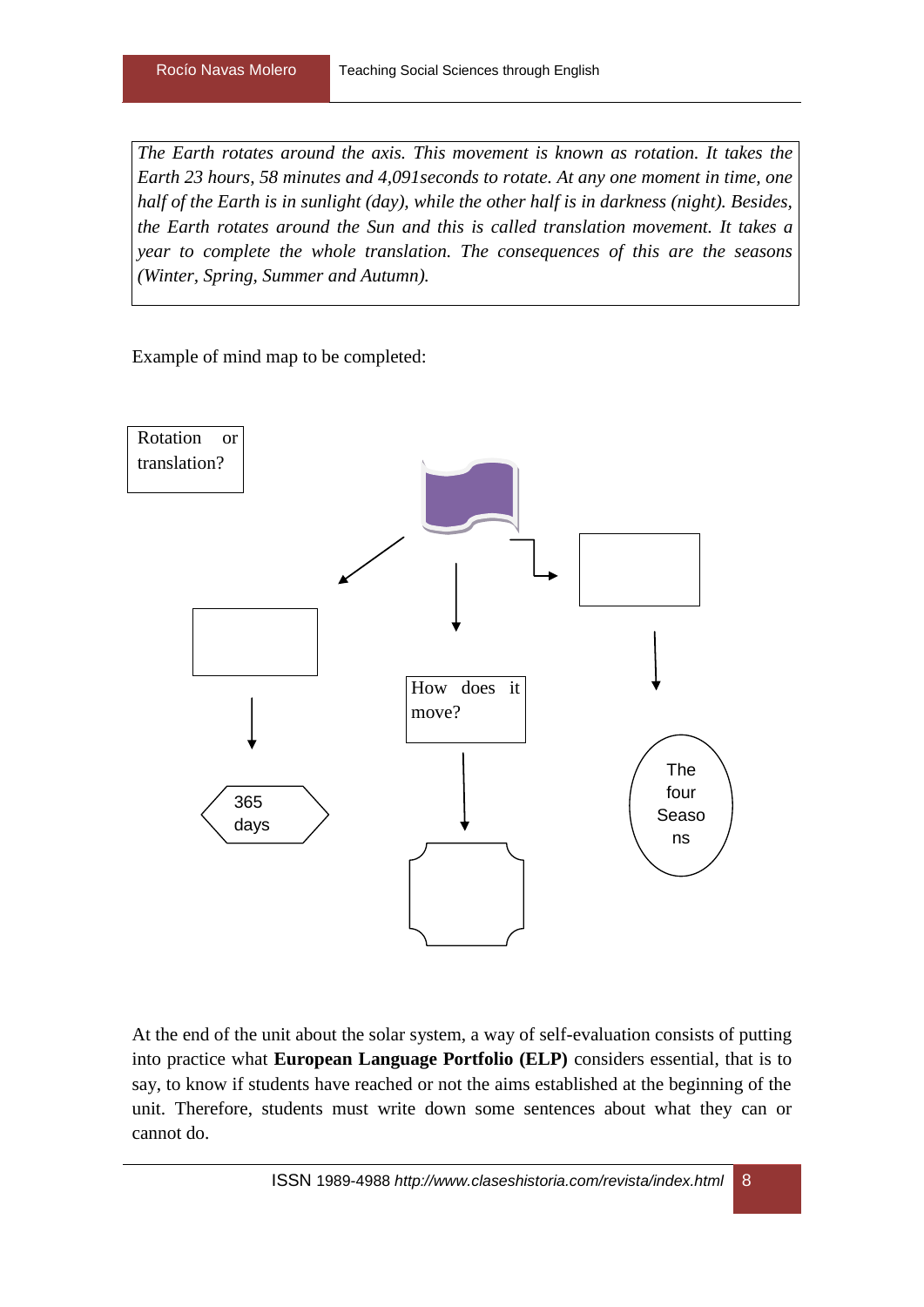*The Earth rotates around the axis. This movement is known as rotation. It takes the Earth 23 hours, 58 minutes and 4,091seconds to rotate. At any one moment in time, one half of the Earth is in sunlight (day), while the other half is in darkness (night). Besides, the Earth rotates around the Sun and this is called translation movement. It takes a year to complete the whole translation. The consequences of this are the seasons (Winter, Spring, Summer and Autumn).*

Example of mind map to be completed:

Rotation or translation?

How does it move?

365 days

The four Seasons

At the end of the unit about the solar system, a way of self-evaluation consists of putting into practice what **European Language Portfolio (ELP)** considers essential, that is to say, to know if students have reached or not the aims established at the beginning of the unit. Therefore, students must write down some sentences about what they can or cannot do.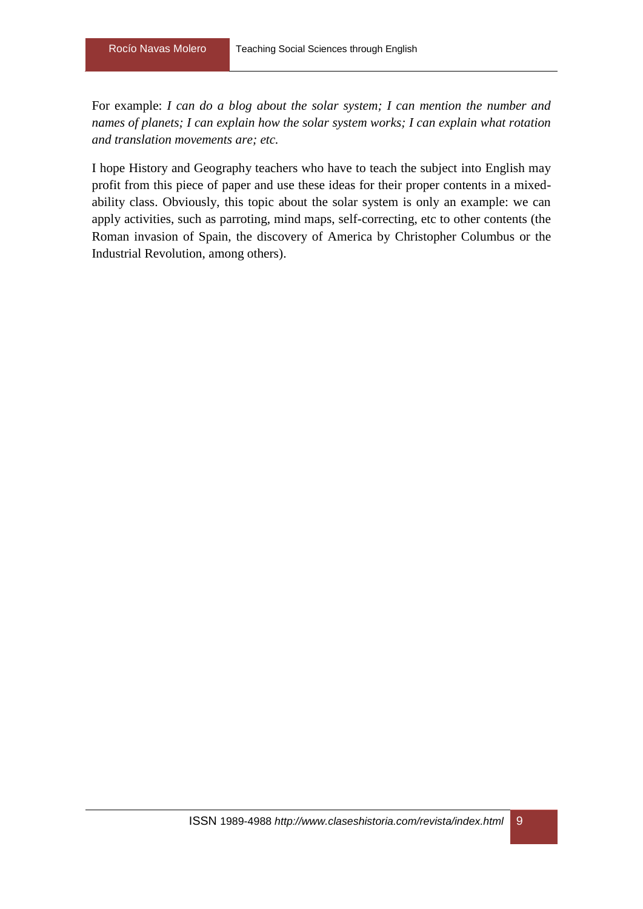For example: *I can do a blog about the solar system; I can mention the number and names of planets; I can explain how the solar system works; I can explain what rotation and translation movements are; etc.*

I hope History and Geography teachers who have to teach the subject into English may profit from this piece of paper and use these ideas for their proper contents in a mixed-ability class. Obviously, this topic about the solar system is only an example: we can apply activities, such as parroting, mind maps, self-correcting, etc to other contents (the Roman invasion of Spain, the discovery of America by Christopher Columbus or the Industrial Revolution, among others).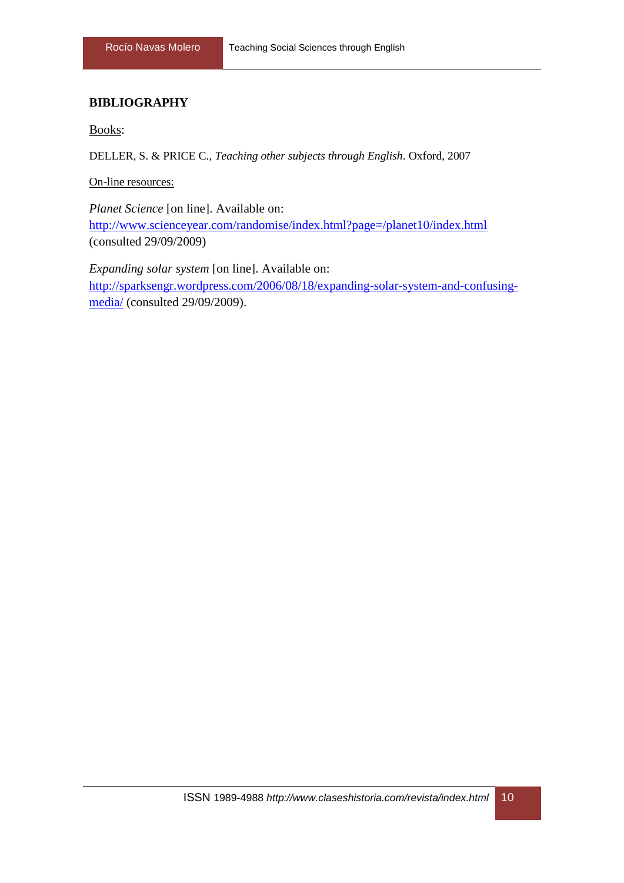## BIBLIOGRAPHY

Books:

DELLER, S. & PRICE C., *Teaching other subjects through English*. Oxford, 2007

On-line resources:

*Planet Science* [on line]. Available on: http://www.scienceyear.com/randomise/index.html?page=/planet10/index.html (consulted 29/09/2009)

*Expanding solar system* [on line]. Available on: http://sparksengr.wordpress.com/2006/08/18/expanding-solar-system-and-confusing-media/ (consulted 29/09/2009).